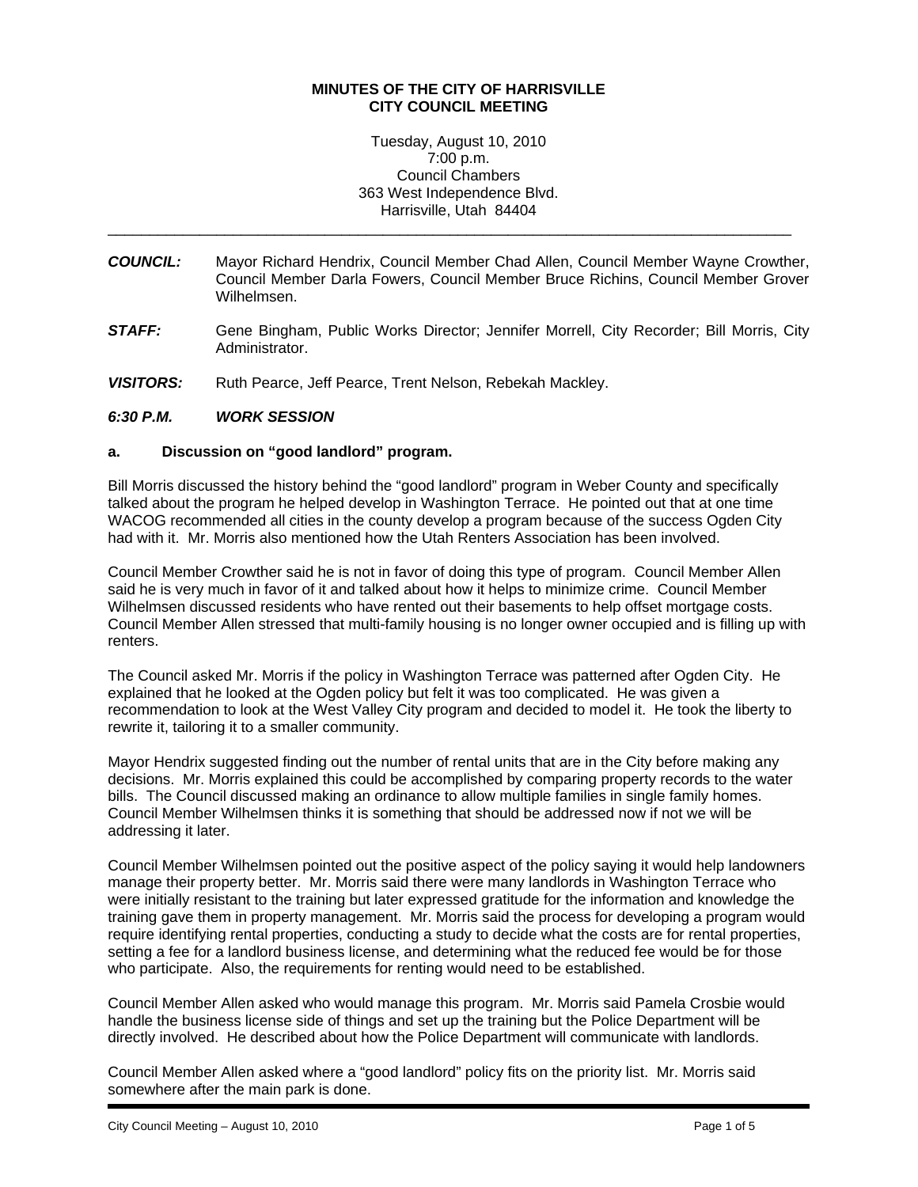# MINUTES OF THE CITY OF HARRISVILLE
# CITY COUNCIL MEETING

Tuesday, August 10, 2010
7:00 p.m.
Council Chambers
363 West Independence Blvd.
Harrisville, Utah 84404

---

***COUNCIL:*** Mayor Richard Hendrix, Council Member Chad Allen, Council Member Wayne Crowther, Council Member Darla Fowers, Council Member Bruce Richins, Council Member Grover Wilhelmsen.

***STAFF:*** Gene Bingham, Public Works Director; Jennifer Morrell, City Recorder; Bill Morris, City Administrator.

***VISITORS:*** Ruth Pearce, Jeff Pearce, Trent Nelson, Rebekah Mackley.

***6:30 P.M. WORK SESSION***

**a. Discussion on "good landlord" program.**

Bill Morris discussed the history behind the "good landlord" program in Weber County and specifically talked about the program he helped develop in Washington Terrace. He pointed out that at one time WACOG recommended all cities in the county develop a program because of the success Ogden City had with it. Mr. Morris also mentioned how the Utah Renters Association has been involved.

Council Member Crowther said he is not in favor of doing this type of program. Council Member Allen said he is very much in favor of it and talked about how it helps to minimize crime. Council Member Wilhelmsen discussed residents who have rented out their basements to help offset mortgage costs. Council Member Allen stressed that multi-family housing is no longer owner occupied and is filling up with renters.

The Council asked Mr. Morris if the policy in Washington Terrace was patterned after Ogden City. He explained that he looked at the Ogden policy but felt it was too complicated. He was given a recommendation to look at the West Valley City program and decided to model it. He took the liberty to rewrite it, tailoring it to a smaller community.

Mayor Hendrix suggested finding out the number of rental units that are in the City before making any decisions. Mr. Morris explained this could be accomplished by comparing property records to the water bills. The Council discussed making an ordinance to allow multiple families in single family homes. Council Member Wilhelmsen thinks it is something that should be addressed now if not we will be addressing it later.

Council Member Wilhelmsen pointed out the positive aspect of the policy saying it would help landowners manage their property better. Mr. Morris said there were many landlords in Washington Terrace who were initially resistant to the training but later expressed gratitude for the information and knowledge the training gave them in property management. Mr. Morris said the process for developing a program would require identifying rental properties, conducting a study to decide what the costs are for rental properties, setting a fee for a landlord business license, and determining what the reduced fee would be for those who participate. Also, the requirements for renting would need to be established.

Council Member Allen asked who would manage this program. Mr. Morris said Pamela Crosbie would handle the business license side of things and set up the training but the Police Department will be directly involved. He described about how the Police Department will communicate with landlords.

Council Member Allen asked where a "good landlord" policy fits on the priority list. Mr. Morris said somewhere after the main park is done.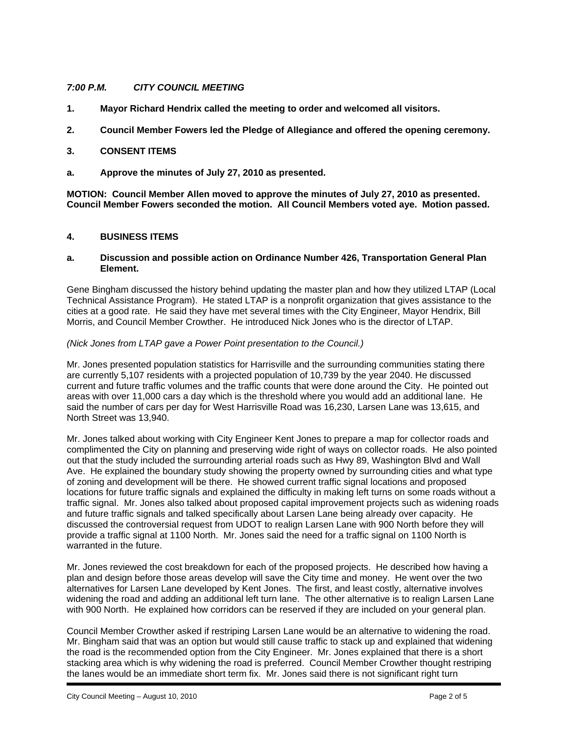*7:00 P.M. CITY COUNCIL MEETING*

**1. Mayor Richard Hendrix called the meeting to order and welcomed all visitors.**

**2. Council Member Fowers led the Pledge of Allegiance and offered the opening ceremony.**

**3. CONSENT ITEMS**

**a. Approve the minutes of July 27, 2010 as presented.**

**MOTION: Council Member Allen moved to approve the minutes of July 27, 2010 as presented. Council Member Fowers seconded the motion. All Council Members voted aye. Motion passed.**

**4. BUSINESS ITEMS**

**a. Discussion and possible action on Ordinance Number 426, Transportation General Plan Element.**

Gene Bingham discussed the history behind updating the master plan and how they utilized LTAP (Local Technical Assistance Program). He stated LTAP is a nonprofit organization that gives assistance to the cities at a good rate. He said they have met several times with the City Engineer, Mayor Hendrix, Bill Morris, and Council Member Crowther. He introduced Nick Jones who is the director of LTAP.

*(Nick Jones from LTAP gave a Power Point presentation to the Council.)*

Mr. Jones presented population statistics for Harrisville and the surrounding communities stating there are currently 5,107 residents with a projected population of 10,739 by the year 2040. He discussed current and future traffic volumes and the traffic counts that were done around the City. He pointed out areas with over 11,000 cars a day which is the threshold where you would add an additional lane. He said the number of cars per day for West Harrisville Road was 16,230, Larsen Lane was 13,615, and North Street was 13,940.

Mr. Jones talked about working with City Engineer Kent Jones to prepare a map for collector roads and complimented the City on planning and preserving wide right of ways on collector roads. He also pointed out that the study included the surrounding arterial roads such as Hwy 89, Washington Blvd and Wall Ave. He explained the boundary study showing the property owned by surrounding cities and what type of zoning and development will be there. He showed current traffic signal locations and proposed locations for future traffic signals and explained the difficulty in making left turns on some roads without a traffic signal. Mr. Jones also talked about proposed capital improvement projects such as widening roads and future traffic signals and talked specifically about Larsen Lane being already over capacity. He discussed the controversial request from UDOT to realign Larsen Lane with 900 North before they will provide a traffic signal at 1100 North. Mr. Jones said the need for a traffic signal on 1100 North is warranted in the future.

Mr. Jones reviewed the cost breakdown for each of the proposed projects. He described how having a plan and design before those areas develop will save the City time and money. He went over the two alternatives for Larsen Lane developed by Kent Jones. The first, and least costly, alternative involves widening the road and adding an additional left turn lane. The other alternative is to realign Larsen Lane with 900 North. He explained how corridors can be reserved if they are included on your general plan.

Council Member Crowther asked if restriping Larsen Lane would be an alternative to widening the road. Mr. Bingham said that was an option but would still cause traffic to stack up and explained that widening the road is the recommended option from the City Engineer. Mr. Jones explained that there is a short stacking area which is why widening the road is preferred. Council Member Crowther thought restriping the lanes would be an immediate short term fix. Mr. Jones said there is not significant right turn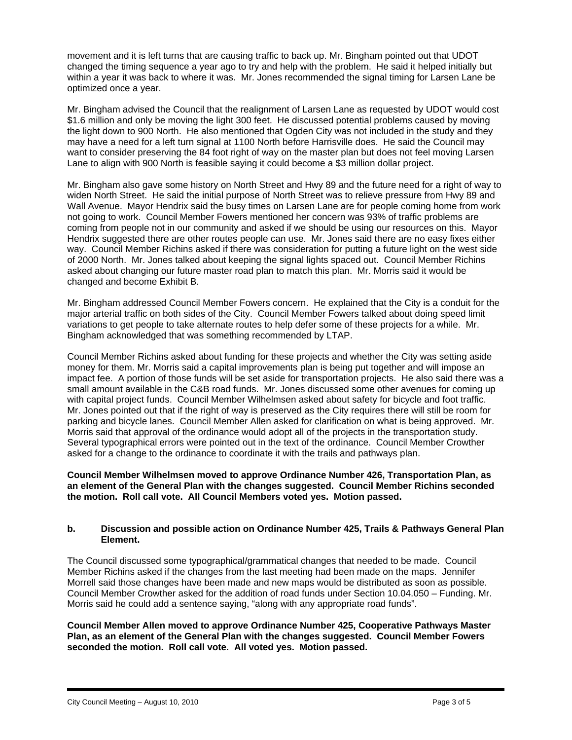movement and it is left turns that are causing traffic to back up. Mr. Bingham pointed out that UDOT changed the timing sequence a year ago to try and help with the problem. He said it helped initially but within a year it was back to where it was. Mr. Jones recommended the signal timing for Larsen Lane be optimized once a year.

Mr. Bingham advised the Council that the realignment of Larsen Lane as requested by UDOT would cost $1.6 million and only be moving the light 300 feet. He discussed potential problems caused by moving the light down to 900 North. He also mentioned that Ogden City was not included in the study and they may have a need for a left turn signal at 1100 North before Harrisville does. He said the Council may want to consider preserving the 84 foot right of way on the master plan but does not feel moving Larsen Lane to align with 900 North is feasible saying it could become a $3 million dollar project.

Mr. Bingham also gave some history on North Street and Hwy 89 and the future need for a right of way to widen North Street. He said the initial purpose of North Street was to relieve pressure from Hwy 89 and Wall Avenue. Mayor Hendrix said the busy times on Larsen Lane are for people coming home from work not going to work. Council Member Fowers mentioned her concern was 93% of traffic problems are coming from people not in our community and asked if we should be using our resources on this. Mayor Hendrix suggested there are other routes people can use. Mr. Jones said there are no easy fixes either way. Council Member Richins asked if there was consideration for putting a future light on the west side of 2000 North. Mr. Jones talked about keeping the signal lights spaced out. Council Member Richins asked about changing our future master road plan to match this plan. Mr. Morris said it would be changed and become Exhibit B.

Mr. Bingham addressed Council Member Fowers concern. He explained that the City is a conduit for the major arterial traffic on both sides of the City. Council Member Fowers talked about doing speed limit variations to get people to take alternate routes to help defer some of these projects for a while. Mr. Bingham acknowledged that was something recommended by LTAP.

Council Member Richins asked about funding for these projects and whether the City was setting aside money for them. Mr. Morris said a capital improvements plan is being put together and will impose an impact fee. A portion of those funds will be set aside for transportation projects. He also said there was a small amount available in the C&B road funds. Mr. Jones discussed some other avenues for coming up with capital project funds. Council Member Wilhelmsen asked about safety for bicycle and foot traffic. Mr. Jones pointed out that if the right of way is preserved as the City requires there will still be room for parking and bicycle lanes. Council Member Allen asked for clarification on what is being approved. Mr. Morris said that approval of the ordinance would adopt all of the projects in the transportation study. Several typographical errors were pointed out in the text of the ordinance. Council Member Crowther asked for a change to the ordinance to coordinate it with the trails and pathways plan.

**Council Member Wilhelmsen moved to approve Ordinance Number 426, Transportation Plan, as an element of the General Plan with the changes suggested. Council Member Richins seconded the motion. Roll call vote. All Council Members voted yes. Motion passed.**

**b. Discussion and possible action on Ordinance Number 425, Trails & Pathways General Plan Element.**

The Council discussed some typographical/grammatical changes that needed to be made. Council Member Richins asked if the changes from the last meeting had been made on the maps. Jennifer Morrell said those changes have been made and new maps would be distributed as soon as possible. Council Member Crowther asked for the addition of road funds under Section 10.04.050 – Funding. Mr. Morris said he could add a sentence saying, "along with any appropriate road funds".

**Council Member Allen moved to approve Ordinance Number 425, Cooperative Pathways Master Plan, as an element of the General Plan with the changes suggested. Council Member Fowers seconded the motion. Roll call vote. All voted yes. Motion passed.**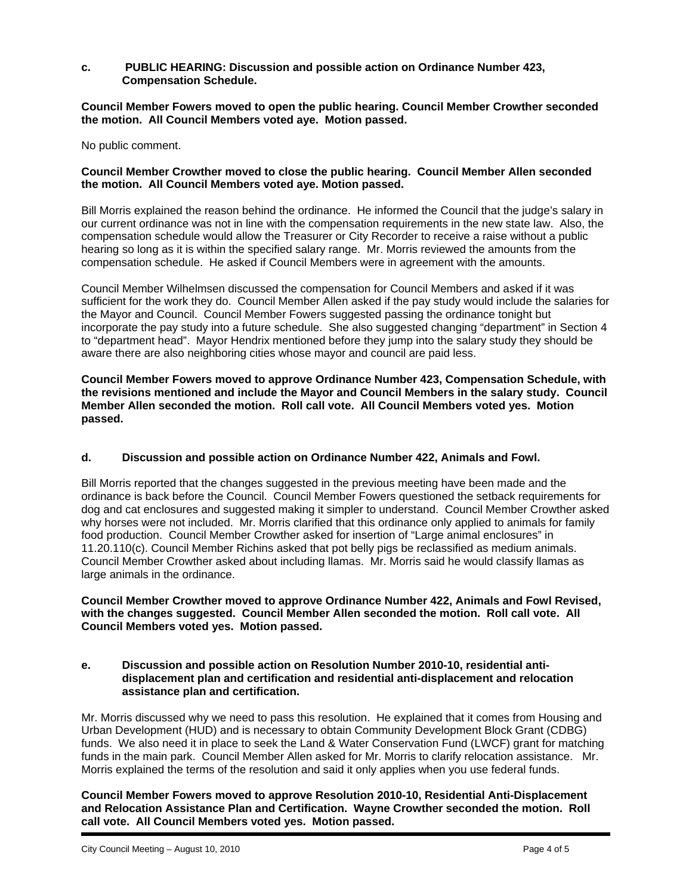**c. PUBLIC HEARING: Discussion and possible action on Ordinance Number 423, Compensation Schedule.**

**Council Member Fowers moved to open the public hearing. Council Member Crowther seconded the motion. All Council Members voted aye. Motion passed.**

No public comment.

**Council Member Crowther moved to close the public hearing. Council Member Allen seconded the motion. All Council Members voted aye. Motion passed.**

Bill Morris explained the reason behind the ordinance. He informed the Council that the judge's salary in our current ordinance was not in line with the compensation requirements in the new state law. Also, the compensation schedule would allow the Treasurer or City Recorder to receive a raise without a public hearing so long as it is within the specified salary range. Mr. Morris reviewed the amounts from the compensation schedule. He asked if Council Members were in agreement with the amounts.

Council Member Wilhelmsen discussed the compensation for Council Members and asked if it was sufficient for the work they do. Council Member Allen asked if the pay study would include the salaries for the Mayor and Council. Council Member Fowers suggested passing the ordinance tonight but incorporate the pay study into a future schedule. She also suggested changing "department" in Section 4 to "department head". Mayor Hendrix mentioned before they jump into the salary study they should be aware there are also neighboring cities whose mayor and council are paid less.

**Council Member Fowers moved to approve Ordinance Number 423, Compensation Schedule, with the revisions mentioned and include the Mayor and Council Members in the salary study. Council Member Allen seconded the motion. Roll call vote. All Council Members voted yes. Motion passed.**

**d. Discussion and possible action on Ordinance Number 422, Animals and Fowl.**

Bill Morris reported that the changes suggested in the previous meeting have been made and the ordinance is back before the Council. Council Member Fowers questioned the setback requirements for dog and cat enclosures and suggested making it simpler to understand. Council Member Crowther asked why horses were not included. Mr. Morris clarified that this ordinance only applied to animals for family food production. Council Member Crowther asked for insertion of "Large animal enclosures" in 11.20.110(c). Council Member Richins asked that pot belly pigs be reclassified as medium animals. Council Member Crowther asked about including llamas. Mr. Morris said he would classify llamas as large animals in the ordinance.

**Council Member Crowther moved to approve Ordinance Number 422, Animals and Fowl Revised, with the changes suggested. Council Member Allen seconded the motion. Roll call vote. All Council Members voted yes. Motion passed.**

**e. Discussion and possible action on Resolution Number 2010-10, residential anti-displacement plan and certification and residential anti-displacement and relocation assistance plan and certification.**

Mr. Morris discussed why we need to pass this resolution. He explained that it comes from Housing and Urban Development (HUD) and is necessary to obtain Community Development Block Grant (CDBG) funds. We also need it in place to seek the Land & Water Conservation Fund (LWCF) grant for matching funds in the main park. Council Member Allen asked for Mr. Morris to clarify relocation assistance. Mr. Morris explained the terms of the resolution and said it only applies when you use federal funds.

**Council Member Fowers moved to approve Resolution 2010-10, Residential Anti-Displacement and Relocation Assistance Plan and Certification. Wayne Crowther seconded the motion. Roll call vote. All Council Members voted yes. Motion passed.**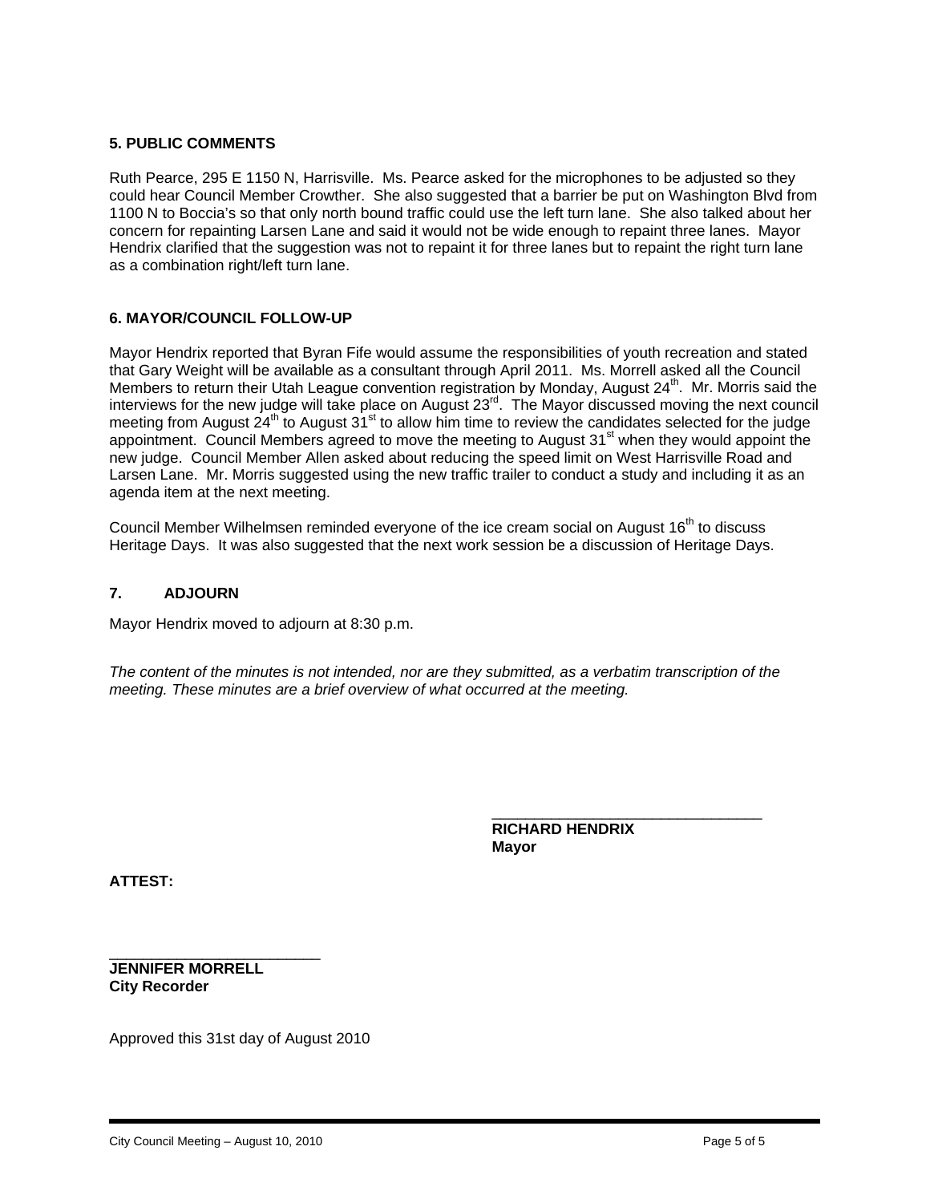## 5. PUBLIC COMMENTS

Ruth Pearce, 295 E 1150 N, Harrisville. Ms. Pearce asked for the microphones to be adjusted so they could hear Council Member Crowther. She also suggested that a barrier be put on Washington Blvd from 1100 N to Boccia's so that only north bound traffic could use the left turn lane. She also talked about her concern for repainting Larsen Lane and said it would not be wide enough to repaint three lanes. Mayor Hendrix clarified that the suggestion was not to repaint it for three lanes but to repaint the right turn lane as a combination right/left turn lane.

## 6. MAYOR/COUNCIL FOLLOW-UP

Mayor Hendrix reported that Byran Fife would assume the responsibilities of youth recreation and stated that Gary Weight will be available as a consultant through April 2011. Ms. Morrell asked all the Council Members to return their Utah League convention registration by Monday, August 24th. Mr. Morris said the interviews for the new judge will take place on August 23rd. The Mayor discussed moving the next council meeting from August 24th to August 31st to allow him time to review the candidates selected for the judge appointment. Council Members agreed to move the meeting to August 31st when they would appoint the new judge. Council Member Allen asked about reducing the speed limit on West Harrisville Road and Larsen Lane. Mr. Morris suggested using the new traffic trailer to conduct a study and including it as an agenda item at the next meeting.

Council Member Wilhelmsen reminded everyone of the ice cream social on August 16th to discuss Heritage Days. It was also suggested that the next work session be a discussion of Heritage Days.

## 7. ADJOURN

Mayor Hendrix moved to adjourn at 8:30 p.m.

*The content of the minutes is not intended, nor are they submitted, as a verbatim transcription of the meeting. These minutes are a brief overview of what occurred at the meeting.*

\_\_\_\_\_\_\_\_\_\_\_\_\_\_\_\_\_\_\_\_\_\_\_\_\_\_\_\_\_\_\_\_
**RICHARD HENDRIX**
**Mayor**

**ATTEST:**

\_\_\_\_\_\_\_\_\_\_\_\_\_\_\_\_\_\_\_\_\_\_\_\_\_\_
**JENNIFER MORRELL**
**City Recorder**

Approved this 31st day of August 2010